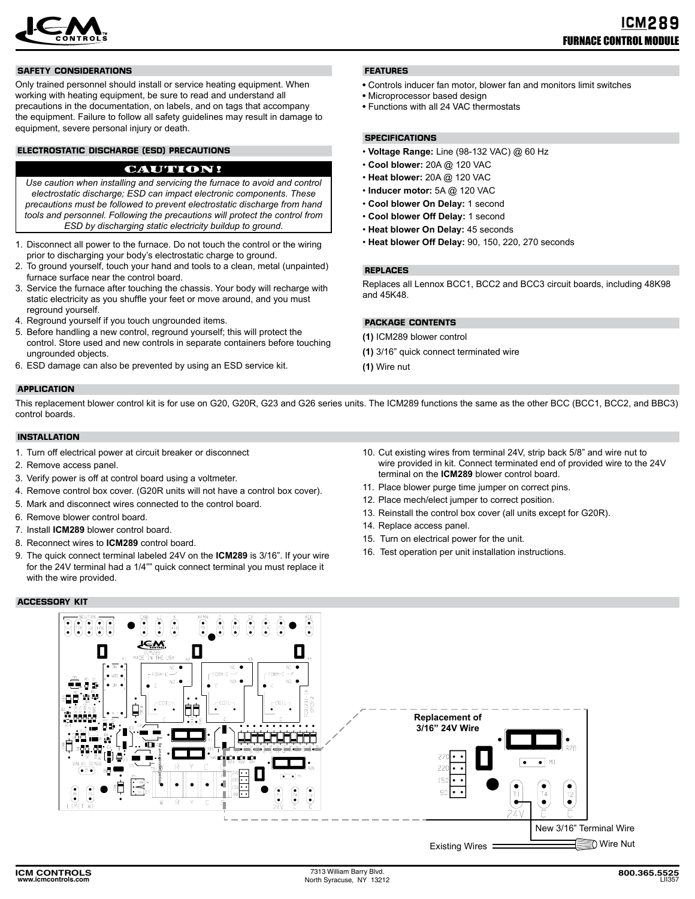# ICM289

## FURNACE CONTROL MODULE

### SAFETY CONSIDERATIONS

Only trained personnel should install or service heating equipment. When working with heating equipment, be sure to read and understand all precautions in the documentation, on labels, and on tags that accompany the equipment. Failure to follow all safety guidelines may result in damage to equipment, severe personal injury or death.

### ELECTROSTATIC DISCHARGE (ESD) PRECAUTIONS

**CAUTION!**

*Use caution when installing and servicing the furnace to avoid and control electrostatic discharge; ESD can impact electronic components. These precautions must be followed to prevent electrostatic discharge from hand tools and personnel. Following the precautions will protect the control from ESD by discharging static electricity buildup to ground.*

1. Disconnect all power to the furnace. Do not touch the control or the wiring prior to discharging your body's electrostatic charge to ground.
2. To ground yourself, touch your hand and tools to a clean, metal (unpainted) furnace surface near the control board.
3. Service the furnace after touching the chassis. Your body will recharge with static electricity as you shuffle your feet or move around, and you must reground yourself.
4. Reground yourself if you touch ungrounded items.
5. Before handling a new control, reground yourself; this will protect the control. Store used and new controls in separate containers before touching ungrounded objects.
6. ESD damage can also be prevented by using an ESD service kit.

### FEATURES

- Controls inducer fan motor, blower fan and monitors limit switches
- Microprocessor based design
- Functions with all 24 VAC thermostats

### SPECIFICATIONS

- **Voltage Range:** Line (98-132 VAC) @ 60 Hz
- **Cool blower:** 20A @ 120 VAC
- **Heat blower:** 20A @ 120 VAC
- **Inducer motor:** 5A @ 120 VAC
- **Cool blower On Delay:** 1 second
- **Cool blower Off Delay:** 1 second
- **Heat blower On Delay:** 45 seconds
- **Heat blower Off Delay:** 90, 150, 220, 270 seconds

### REPLACES

Replaces all Lennox BCC1, BCC2 and BCC3 circuit boards, including 48K98 and 45K48.

### PACKAGE CONTENTS

**(1)** ICM289 blower control

**(1)** 3/16" quick connect terminated wire

**(1)** Wire nut

### APPLICATION

This replacement blower control kit is for use on G20, G20R, G23 and G26 series units. The ICM289 functions the same as the other BCC (BCC1, BCC2, and BBC3) control boards.

### INSTALLATION

1. Turn off electrical power at circuit breaker or disconnect
2. Remove access panel.
3. Verify power is off at control board using a voltmeter.
4. Remove control box cover. (G20R units will not have a control box cover).
5. Mark and disconnect wires connected to the control board.
6. Remove blower control board.
7. Install **ICM289** blower control board.
8. Reconnect wires to **ICM289** control board.
9. The quick connect terminal labeled 24V on the **ICM289** is 3/16". If your wire for the 24V terminal had a 1/4"" quick connect terminal you must replace it with the wire provided.
10. Cut existing wires from terminal 24V, strip back 5/8" and wire nut to wire provided in kit. Connect terminated end of provided wire to the 24V terminal on the **ICM289** control board.
11. Place blower purge time jumper on correct pins.
12. Place mech/elect jumper to correct position.
13. Reinstall the control box cover (all units except for G20R).
14. Replace access panel.
15. Turn on electrical power for the unit.
16. Test operation per unit installation instructions.

### ACCESSORY KIT

Replacement of 3/16" 24V Wire

New 3/16" Terminal Wire

Existing Wires

Wire Nut

ICM CONTROLS
www.icmcontrols.com

7313 William Barry Blvd.
North Syracuse, NY 13212

800.365.5525
LII357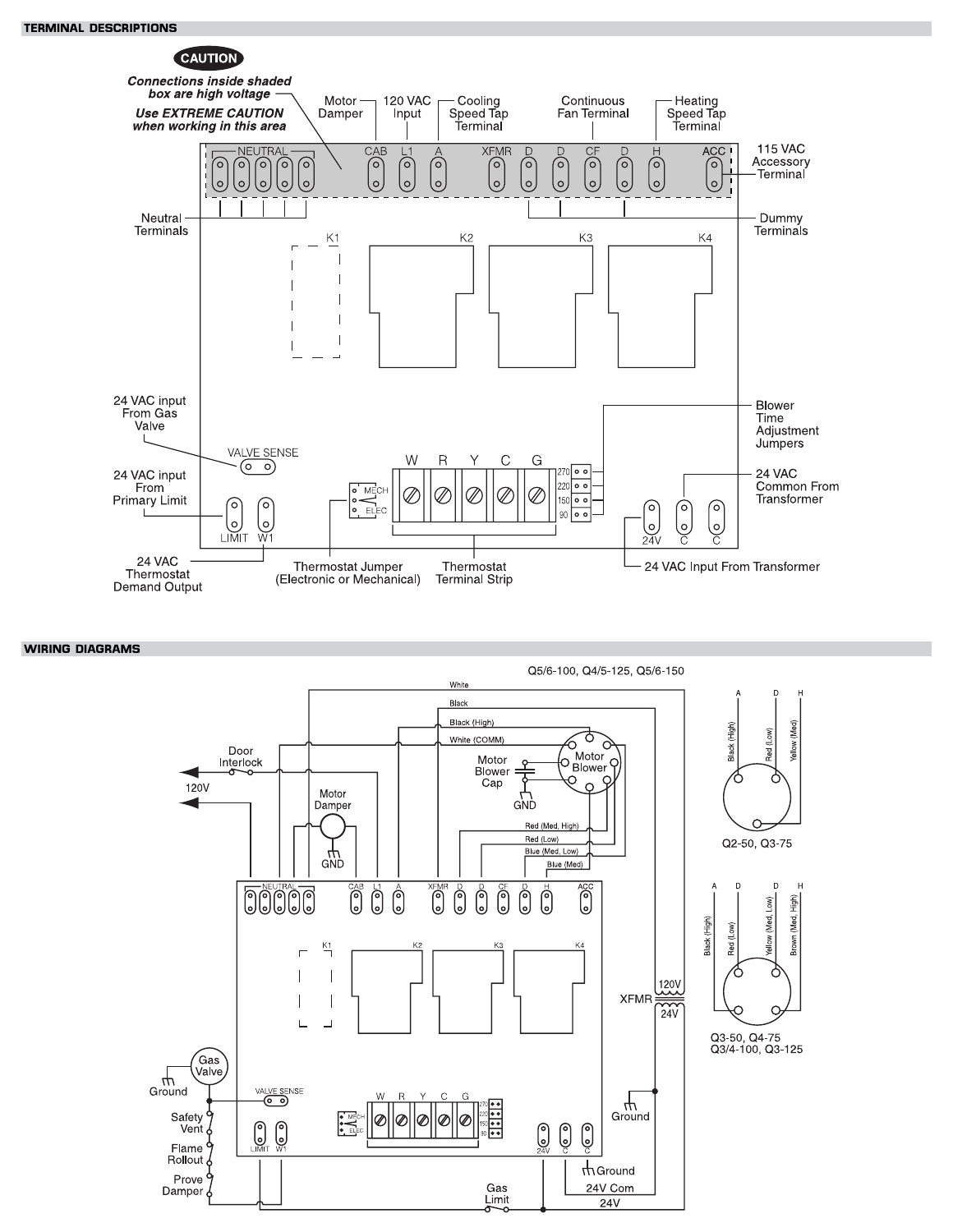## TERMINAL DESCRIPTIONS

**CAUTION**

***Connections inside shaded box are high voltage***

***Use EXTREME CAUTION when working in this area***

Motor Damper

120 VAC Input

Cooling Speed Tap Terminal

Continuous Fan Terminal

Heating Speed Tap Terminal

115 VAC Accessory Terminal

NEUTRAL

CAB L1 A XFMR D D CF D H ACC

Neutral Terminals

Dummy Terminals

K1 K2 K3 K4

Blower Time Adjustment Jumpers

24 VAC input From Gas Valve

VALVE SENSE

24 VAC input From Primary Limit

24 VAC Common From Transformer

W R Y C G

270 220 150 90

MECH ELEC

LIMIT W1

24V C C

24 VAC Thermostat Demand Output

Thermostat Jumper (Electronic or Mechanical)

Thermostat Terminal Strip

24 VAC Input From Transformer

## WIRING DIAGRAMS

Q5/6-100, Q4/5-125, Q5/6-150

White

Black

Black (High)

White (COMM)

Door Interlock

120V

Motor Blower

Motor Blower Cap

GND

Motor Damper

GND

Red (Med, High)

Red (Low)

Blue (Med, Low)

Blue (Med)

NEUTRAL

CAB L1 A XFMR D D CF D H ACC

K1 K2 K3 K4

XFMR

120V

24V

Gas Valve

Ground

VALVE SENSE

Safety Vent

Flame Rollout

Prove Damper

W R Y C G

MECH ELEC

270 220 150 90

LIMIT W1

24V C C

Ground

Ground

24V Com

Gas Limit

24V

A D H

Black (High)

Red (Low)

Yellow (Med)

Q2-50, Q3-75

A D D H

Black (High)

Red (Low)

Yellow (Med, Low)

Brown (Med, High)

Q3-50, Q4-75
Q3/4-100, Q3-125